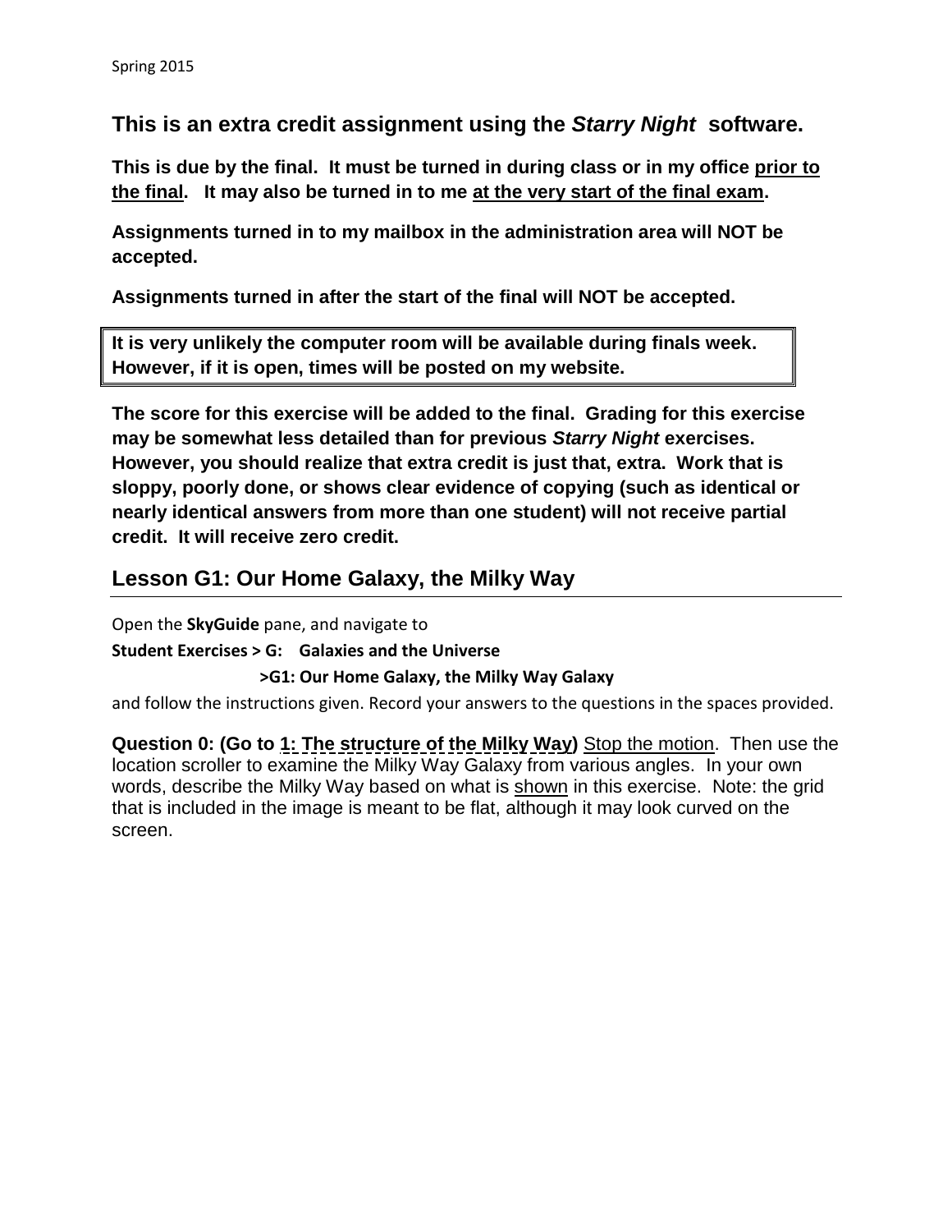Spring 2015

## This is an extra credit assignment using the *Starry Night* software.

**This is due by the final. It must be turned in during class or in my office <u>prior to the final</u>. It may also be turned in to me <u>at the very start of the final exam</u>.**

**Assignments turned in to my mailbox in the administration area will NOT be accepted.**

**Assignments turned in after the start of the final will NOT be accepted.**

> **It is very unlikely the computer room will be available during finals week. However, if it is open, times will be posted on my website.**

**The score for this exercise will be added to the final. Grading for this exercise may be somewhat less detailed than for previous *Starry Night* exercises. However, you should realize that extra credit is just that, extra. Work that is sloppy, poorly done, or shows clear evidence of copying (such as identical or nearly identical answers from more than one student) will not receive partial credit. It will receive zero credit.**

## Lesson G1: Our Home Galaxy, the Milky Way

Open the **SkyGuide** pane, and navigate to

**Student Exercises > G: Galaxies and the Universe**

**>G1: Our Home Galaxy, the Milky Way Galaxy**

and follow the instructions given. Record your answers to the questions in the spaces provided.

**Question 0: (Go to <u>1: The structure of the Milky Way</u>)** <u>Stop the motion</u>. Then use the location scroller to examine the Milky Way Galaxy from various angles. In your own words, describe the Milky Way based on what is <u>shown</u> in this exercise. Note: the grid that is included in the image is meant to be flat, although it may look curved on the screen.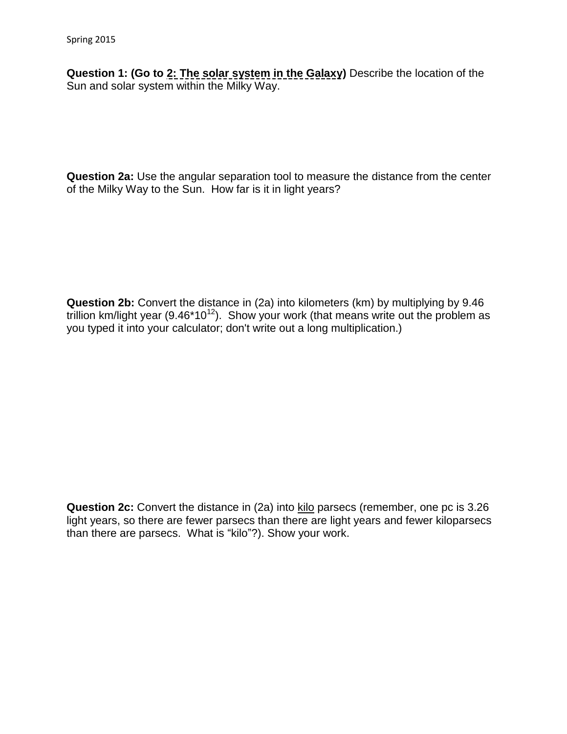**Question 1: (Go to 2: The solar system in the Galaxy)** Describe the location of the Sun and solar system within the Milky Way.

**Question 2a:** Use the angular separation tool to measure the distance from the center of the Milky Way to the Sun. How far is it in light years?

**Question 2b:** Convert the distance in (2a) into kilometers (km) by multiplying by 9.46 trillion km/light year ($9.46*10^{12}$). Show your work (that means write out the problem as you typed it into your calculator; don't write out a long multiplication.)

**Question 2c:** Convert the distance in (2a) into kilo parsecs (remember, one pc is 3.26 light years, so there are fewer parsecs than there are light years and fewer kiloparsecs than there are parsecs. What is "kilo"?). Show your work.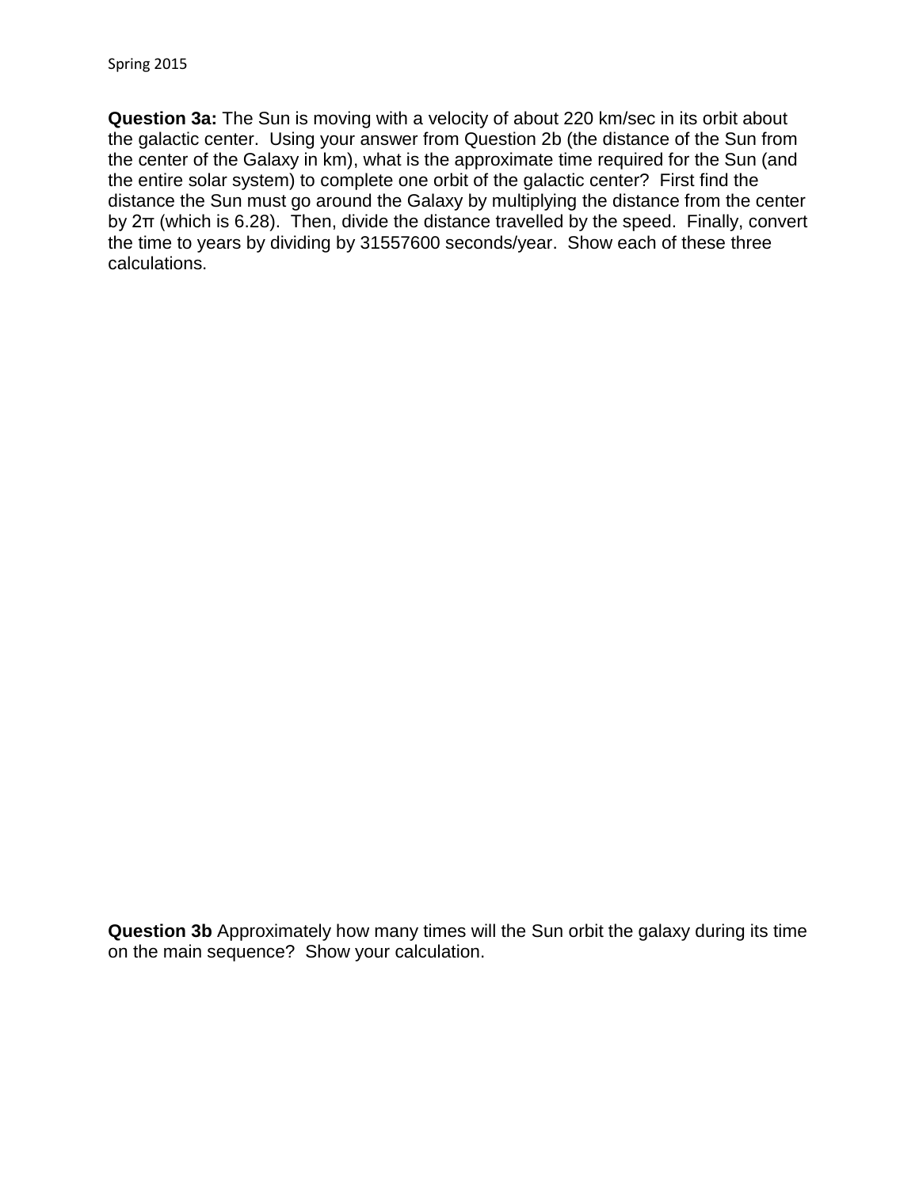**Question 3a:** The Sun is moving with a velocity of about 220 km/sec in its orbit about the galactic center. Using your answer from Question 2b (the distance of the Sun from the center of the Galaxy in km), what is the approximate time required for the Sun (and the entire solar system) to complete one orbit of the galactic center? First find the distance the Sun must go around the Galaxy by multiplying the distance from the center by 2π (which is 6.28). Then, divide the distance travelled by the speed. Finally, convert the time to years by dividing by 31557600 seconds/year. Show each of these three calculations.

**Question 3b** Approximately how many times will the Sun orbit the galaxy during its time on the main sequence? Show your calculation.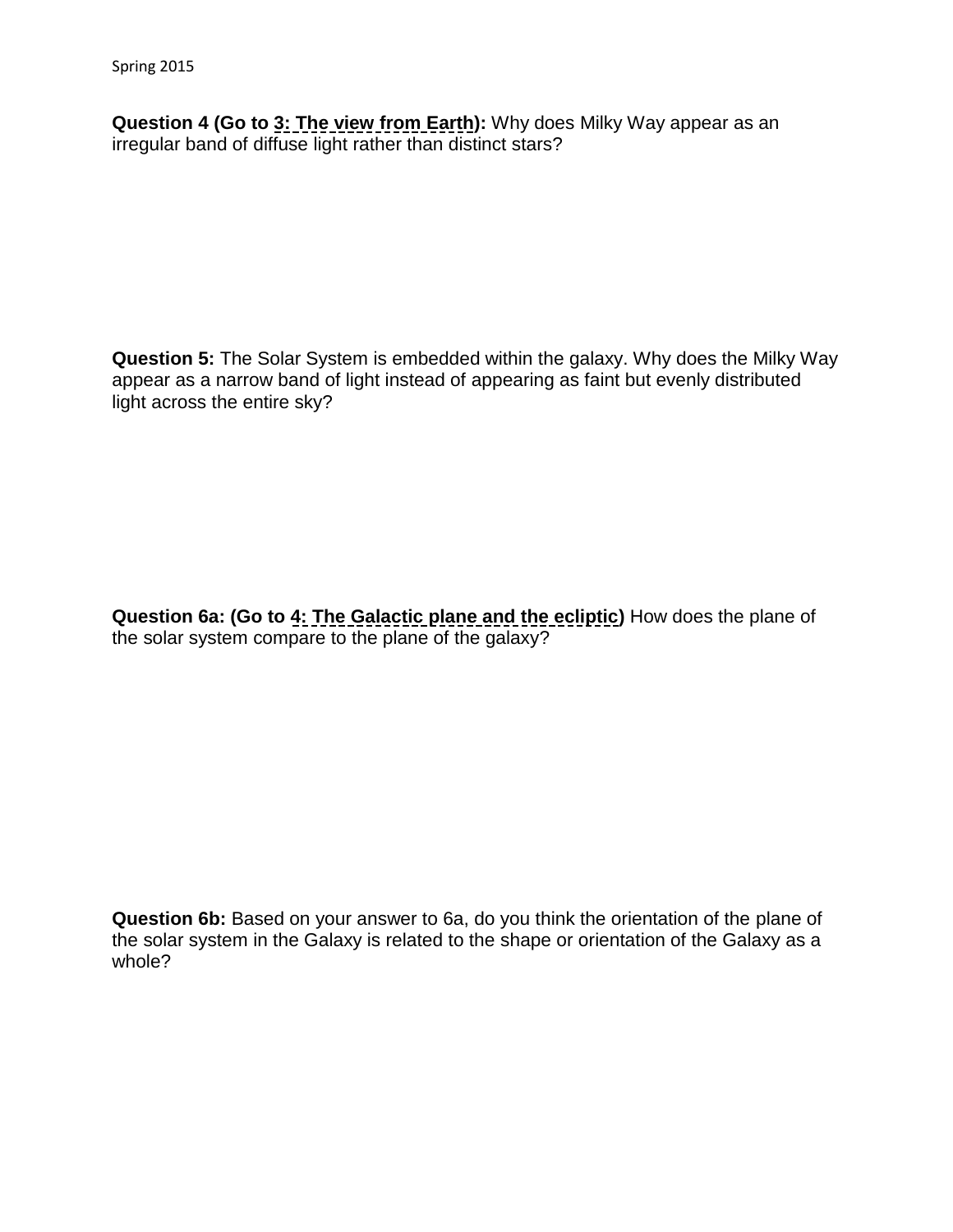**Question 4 (Go to 3: The view from Earth):** Why does Milky Way appear as an irregular band of diffuse light rather than distinct stars?

**Question 5:** The Solar System is embedded within the galaxy. Why does the Milky Way appear as a narrow band of light instead of appearing as faint but evenly distributed light across the entire sky?

**Question 6a: (Go to 4: The Galactic plane and the ecliptic)** How does the plane of the solar system compare to the plane of the galaxy?

**Question 6b:** Based on your answer to 6a, do you think the orientation of the plane of the solar system in the Galaxy is related to the shape or orientation of the Galaxy as a whole?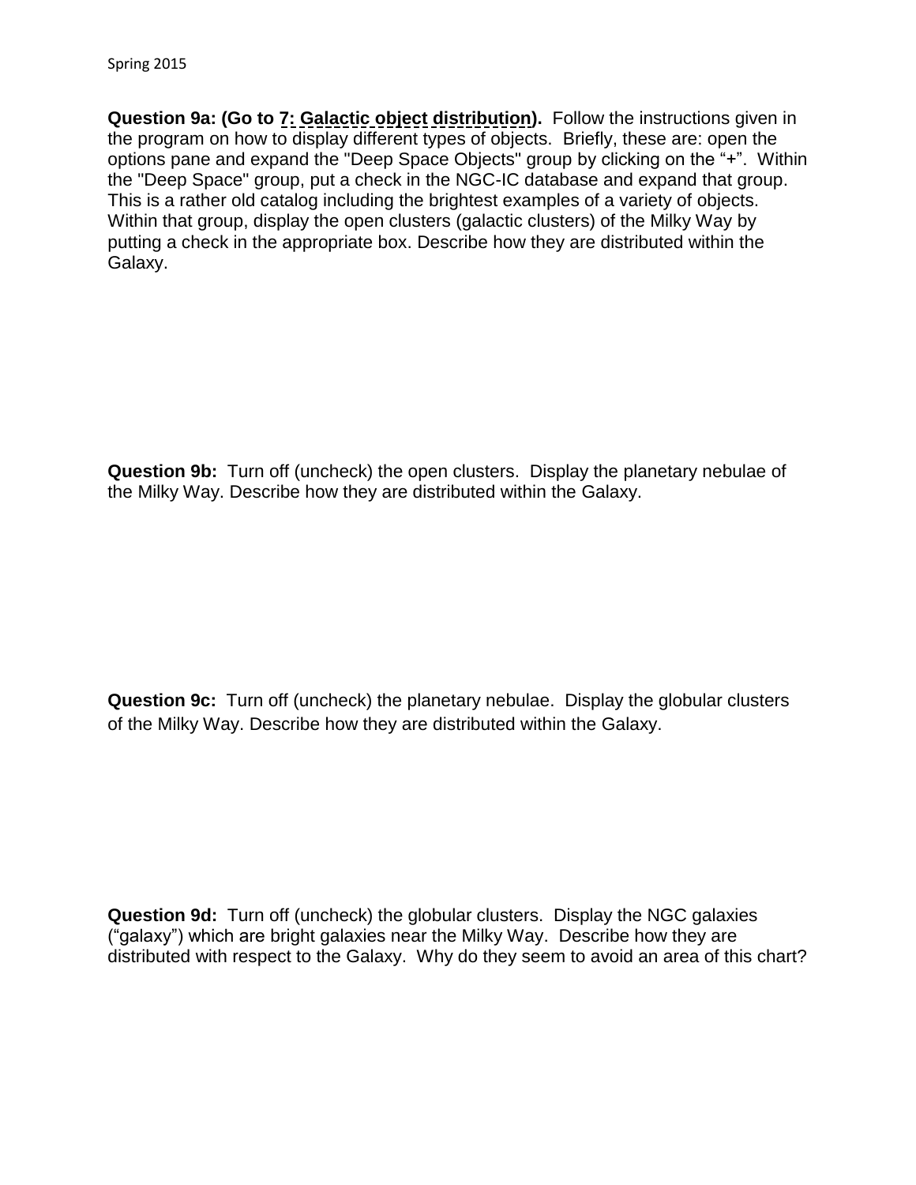**Question 9a: (Go to 7: Galactic object distribution).** Follow the instructions given in the program on how to display different types of objects. Briefly, these are: open the options pane and expand the "Deep Space Objects" group by clicking on the "+". Within the "Deep Space" group, put a check in the NGC-IC database and expand that group. This is a rather old catalog including the brightest examples of a variety of objects. Within that group, display the open clusters (galactic clusters) of the Milky Way by putting a check in the appropriate box. Describe how they are distributed within the Galaxy.

**Question 9b:** Turn off (uncheck) the open clusters. Display the planetary nebulae of the Milky Way. Describe how they are distributed within the Galaxy.

**Question 9c:** Turn off (uncheck) the planetary nebulae. Display the globular clusters of the Milky Way. Describe how they are distributed within the Galaxy.

**Question 9d:** Turn off (uncheck) the globular clusters. Display the NGC galaxies ("galaxy") which are bright galaxies near the Milky Way. Describe how they are distributed with respect to the Galaxy. Why do they seem to avoid an area of this chart?